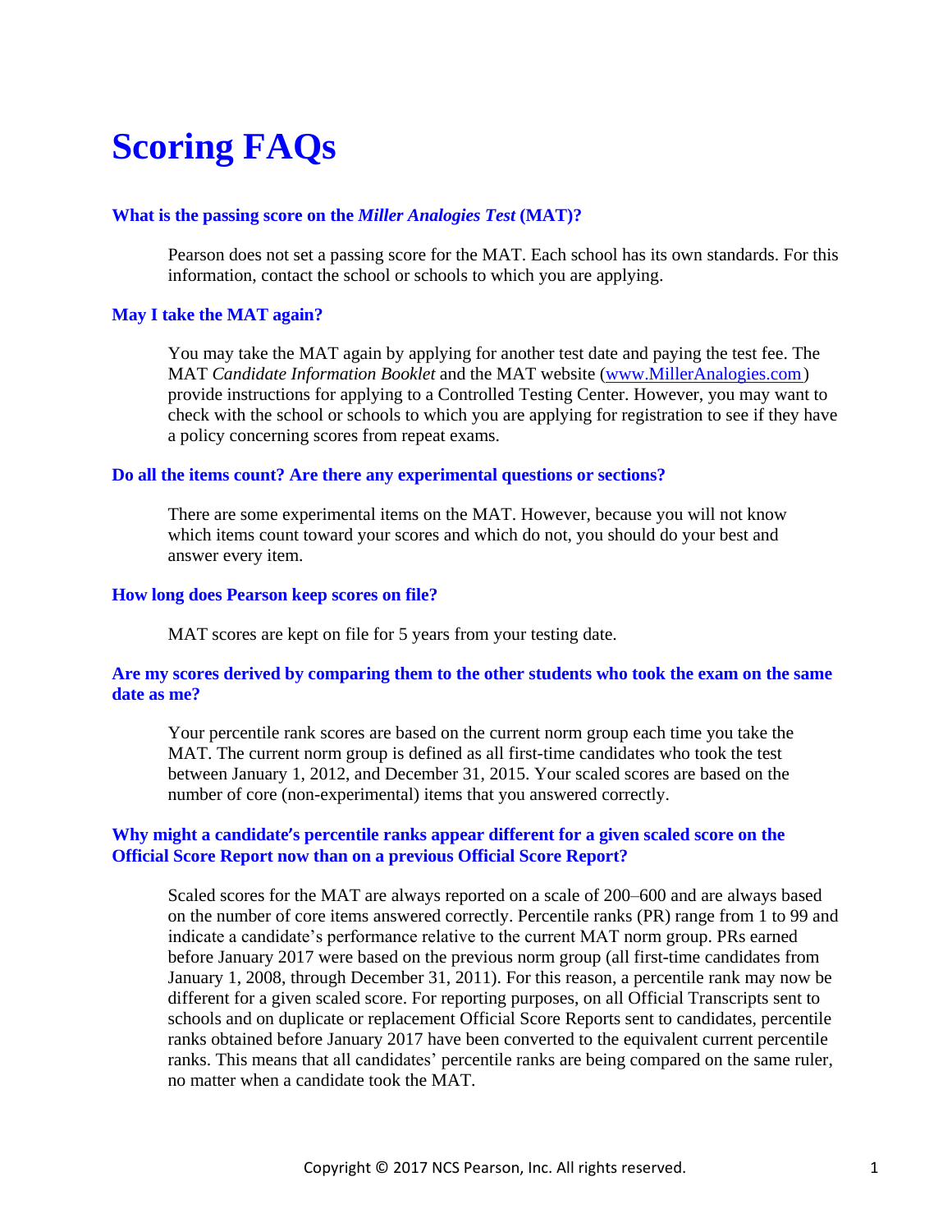# Scoring FAQs

### What is the passing score on the *Miller Analogies Test* (MAT)?

Pearson does not set a passing score for the MAT. Each school has its own standards. For this information, contact the school or schools to which you are applying.

### May I take the MAT again?

You may take the MAT again by applying for another test date and paying the test fee. The MAT *Candidate Information Booklet* and the MAT website ([www.MillerAnalogies.com](http://www.MillerAnalogies.com)) provide instructions for applying to a Controlled Testing Center. However, you may want to check with the school or schools to which you are applying for registration to see if they have a policy concerning scores from repeat exams.

### Do all the items count? Are there any experimental questions or sections?

There are some experimental items on the MAT. However, because you will not know which items count toward your scores and which do not, you should do your best and answer every item.

### How long does Pearson keep scores on file?

MAT scores are kept on file for 5 years from your testing date.

### Are my scores derived by comparing them to the other students who took the exam on the same date as me?

Your percentile rank scores are based on the current norm group each time you take the MAT. The current norm group is defined as all first-time candidates who took the test between January 1, 2012, and December 31, 2015. Your scaled scores are based on the number of core (non-experimental) items that you answered correctly.

### Why might a candidate's percentile ranks appear different for a given scaled score on the Official Score Report now than on a previous Official Score Report?

Scaled scores for the MAT are always reported on a scale of 200–600 and are always based on the number of core items answered correctly. Percentile ranks (PR) range from 1 to 99 and indicate a candidate's performance relative to the current MAT norm group. PRs earned before January 2017 were based on the previous norm group (all first-time candidates from January 1, 2008, through December 31, 2011). For this reason, a percentile rank may now be different for a given scaled score. For reporting purposes, on all Official Transcripts sent to schools and on duplicate or replacement Official Score Reports sent to candidates, percentile ranks obtained before January 2017 have been converted to the equivalent current percentile ranks. This means that all candidates' percentile ranks are being compared on the same ruler, no matter when a candidate took the MAT.

Copyright © 2017 NCS Pearson, Inc. All rights reserved.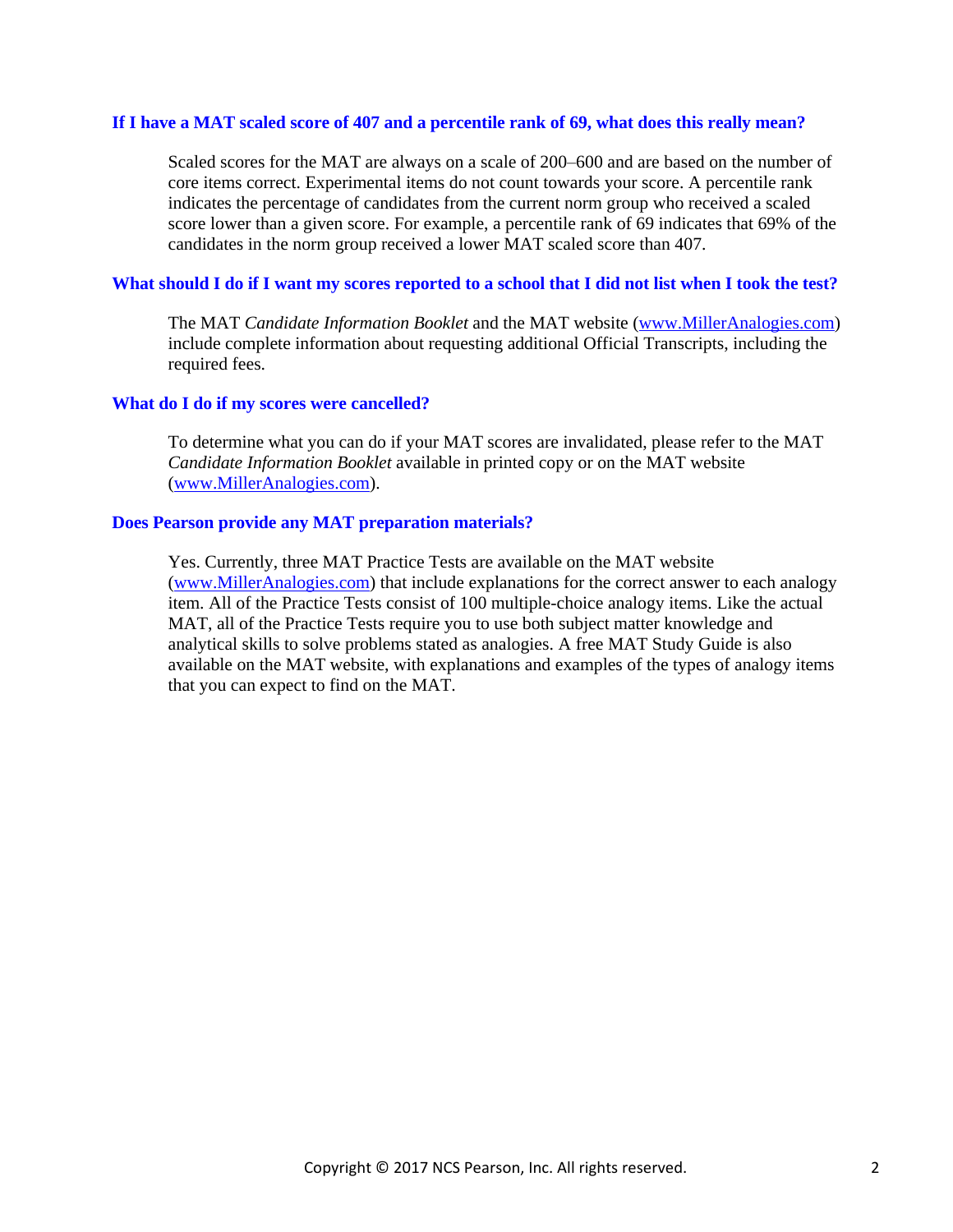### If I have a MAT scaled score of 407 and a percentile rank of 69, what does this really mean?

Scaled scores for the MAT are always on a scale of 200–600 and are based on the number of core items correct. Experimental items do not count towards your score. A percentile rank indicates the percentage of candidates from the current norm group who received a scaled score lower than a given score. For example, a percentile rank of 69 indicates that 69% of the candidates in the norm group received a lower MAT scaled score than 407.

### What should I do if I want my scores reported to a school that I did not list when I took the test?

The MAT *Candidate Information Booklet* and the MAT website (www.MillerAnalogies.com) include complete information about requesting additional Official Transcripts, including the required fees.

### What do I do if my scores were cancelled?

To determine what you can do if your MAT scores are invalidated, please refer to the MAT *Candidate Information Booklet* available in printed copy or on the MAT website (www.MillerAnalogies.com).

### Does Pearson provide any MAT preparation materials?

Yes. Currently, three MAT Practice Tests are available on the MAT website (www.MillerAnalogies.com) that include explanations for the correct answer to each analogy item. All of the Practice Tests consist of 100 multiple-choice analogy items. Like the actual MAT, all of the Practice Tests require you to use both subject matter knowledge and analytical skills to solve problems stated as analogies. A free MAT Study Guide is also available on the MAT website, with explanations and examples of the types of analogy items that you can expect to find on the MAT.

Copyright © 2017 NCS Pearson, Inc. All rights reserved.